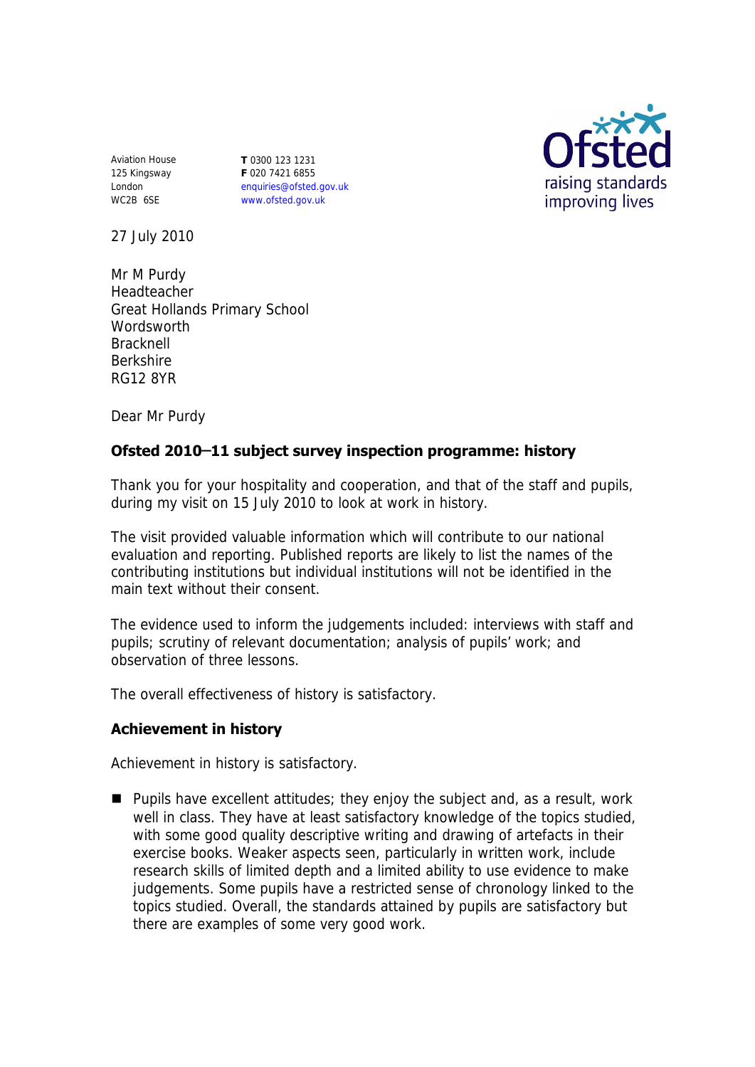Aviation House
125 Kingsway
London
WC2B 6SE

**T** 0300 123 1231
**F** 020 7421 6855
enquiries@ofsted.gov.uk
www.ofsted.gov.uk

Ofsted
raising standards
improving lives

27 July 2010

Mr M Purdy
Headteacher
Great Hollands Primary School
Wordsworth
Bracknell
Berkshire
RG12 8YR

Dear Mr Purdy

**Ofsted 2010–11 subject survey inspection programme: history**

Thank you for your hospitality and cooperation, and that of the staff and pupils, during my visit on 15 July 2010 to look at work in history.

The visit provided valuable information which will contribute to our national evaluation and reporting. Published reports are likely to list the names of the contributing institutions but individual institutions will not be identified in the main text without their consent.

The evidence used to inform the judgements included: interviews with staff and pupils; scrutiny of relevant documentation; analysis of pupils' work; and observation of three lessons.

The overall effectiveness of history is satisfactory.

## Achievement in history

Achievement in history is satisfactory.

- Pupils have excellent attitudes; they enjoy the subject and, as a result, work well in class. They have at least satisfactory knowledge of the topics studied, with some good quality descriptive writing and drawing of artefacts in their exercise books. Weaker aspects seen, particularly in written work, include research skills of limited depth and a limited ability to use evidence to make judgements. Some pupils have a restricted sense of chronology linked to the topics studied. Overall, the standards attained by pupils are satisfactory but there are examples of some very good work.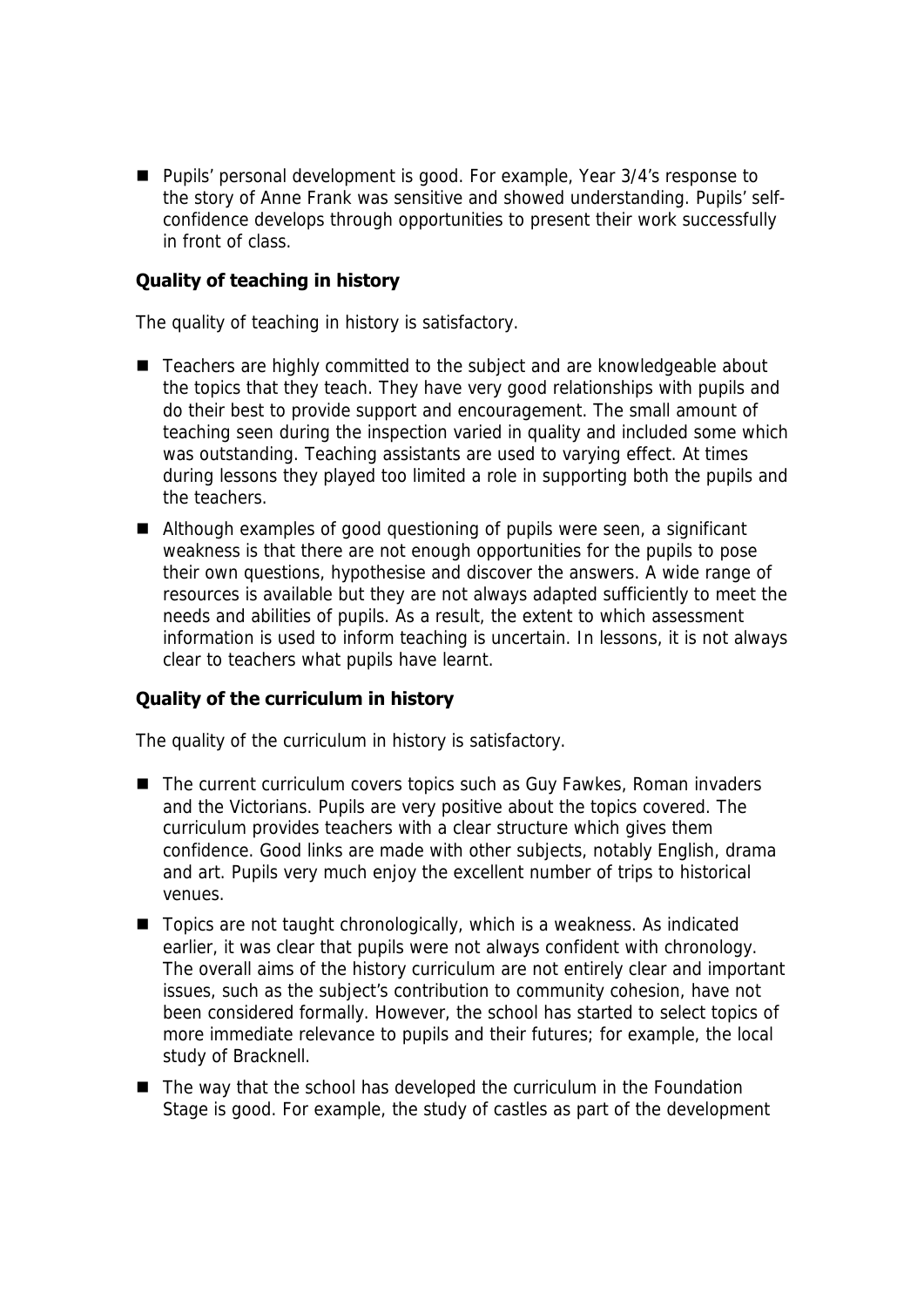- Pupils' personal development is good. For example, Year 3/4's response to the story of Anne Frank was sensitive and showed understanding. Pupils' self-confidence develops through opportunities to present their work successfully in front of class.

**Quality of teaching in history**

The quality of teaching in history is satisfactory.

- Teachers are highly committed to the subject and are knowledgeable about the topics that they teach. They have very good relationships with pupils and do their best to provide support and encouragement. The small amount of teaching seen during the inspection varied in quality and included some which was outstanding. Teaching assistants are used to varying effect. At times during lessons they played too limited a role in supporting both the pupils and the teachers.
- Although examples of good questioning of pupils were seen, a significant weakness is that there are not enough opportunities for the pupils to pose their own questions, hypothesise and discover the answers. A wide range of resources is available but they are not always adapted sufficiently to meet the needs and abilities of pupils. As a result, the extent to which assessment information is used to inform teaching is uncertain. In lessons, it is not always clear to teachers what pupils have learnt.

**Quality of the curriculum in history**

The quality of the curriculum in history is satisfactory.

- The current curriculum covers topics such as Guy Fawkes, Roman invaders and the Victorians. Pupils are very positive about the topics covered. The curriculum provides teachers with a clear structure which gives them confidence. Good links are made with other subjects, notably English, drama and art. Pupils very much enjoy the excellent number of trips to historical venues.
- Topics are not taught chronologically, which is a weakness. As indicated earlier, it was clear that pupils were not always confident with chronology. The overall aims of the history curriculum are not entirely clear and important issues, such as the subject's contribution to community cohesion, have not been considered formally. However, the school has started to select topics of more immediate relevance to pupils and their futures; for example, the local study of Bracknell.
- The way that the school has developed the curriculum in the Foundation Stage is good. For example, the study of castles as part of the development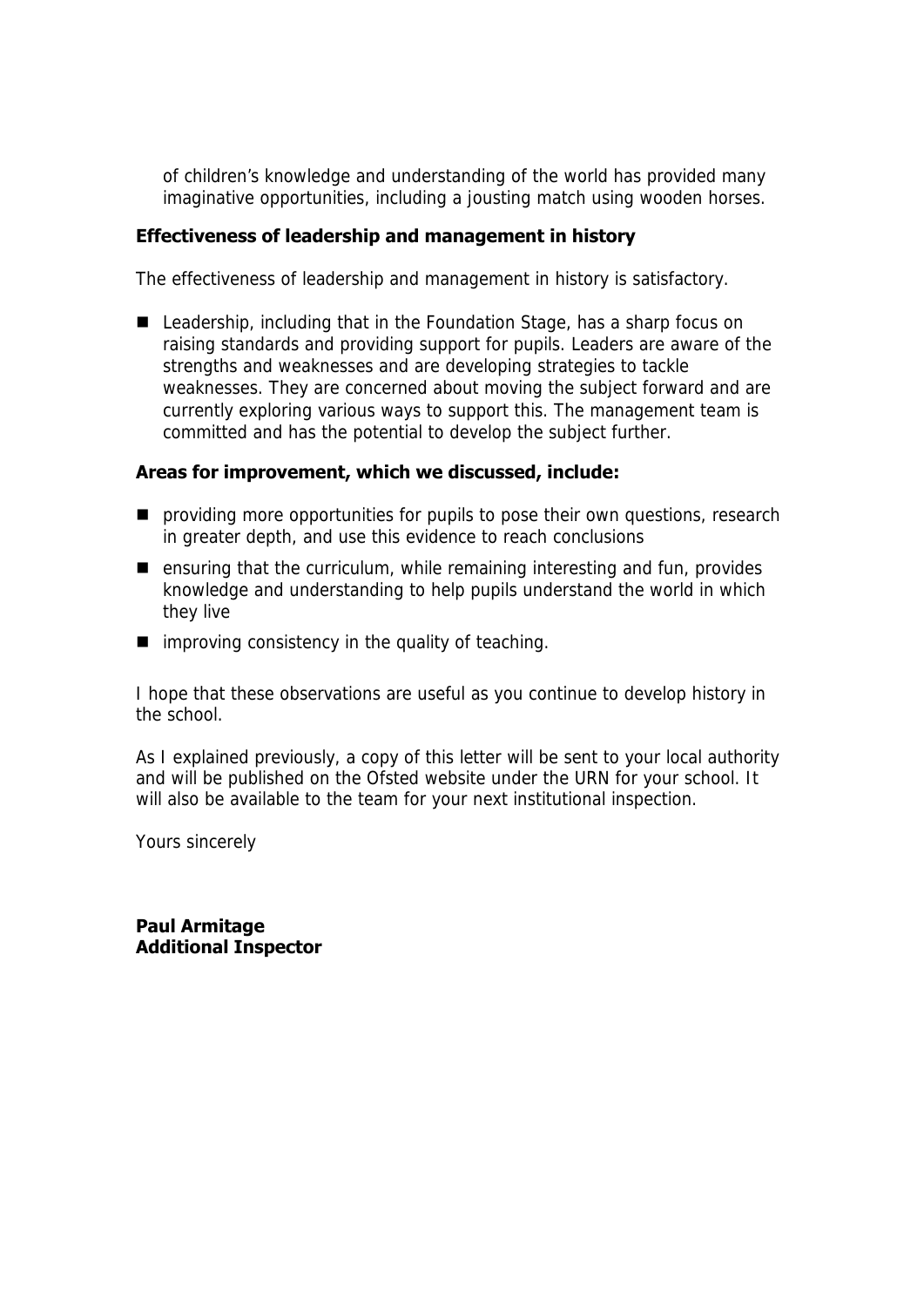of children's knowledge and understanding of the world has provided many imaginative opportunities, including a jousting match using wooden horses.

**Effectiveness of leadership and management in history**

The effectiveness of leadership and management in history is satisfactory.

- Leadership, including that in the Foundation Stage, has a sharp focus on raising standards and providing support for pupils. Leaders are aware of the strengths and weaknesses and are developing strategies to tackle weaknesses. They are concerned about moving the subject forward and are currently exploring various ways to support this. The management team is committed and has the potential to develop the subject further.

**Areas for improvement, which we discussed, include:**

- providing more opportunities for pupils to pose their own questions, research in greater depth, and use this evidence to reach conclusions
- ensuring that the curriculum, while remaining interesting and fun, provides knowledge and understanding to help pupils understand the world in which they live
- improving consistency in the quality of teaching.

I hope that these observations are useful as you continue to develop history in the school.

As I explained previously, a copy of this letter will be sent to your local authority and will be published on the Ofsted website under the URN for your school. It will also be available to the team for your next institutional inspection.

Yours sincerely

**Paul Armitage**
**Additional Inspector**